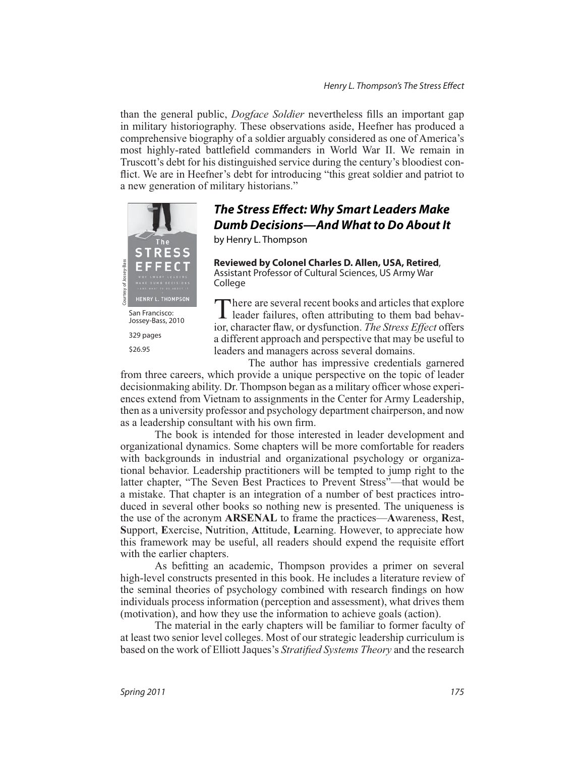than the general public, *Dogface Soldier* nevertheless fills an important gap in military historiography. These observations aside, Heefner has produced a comprehensive biography of a soldier arguably considered as one of America's most highly-rated battlefield commanders in World War II. We remain in Truscott's debt for his distinguished service during the century's bloodiest conflict. We are in Heefner's debt for introducing "this great soldier and patriot to a new generation of military historians."

## *The Stress Effect: Why Smart Leaders Make Dumb Decisions—And What to Do About It*

by Henry L. Thompson

San Francisco: Jossey-Bass, 2010

329 pages

$26.95

**Reviewed by Colonel Charles D. Allen, USA, Retired**, Assistant Professor of Cultural Sciences, US Army War College

There are several recent books and articles that explore leader failures, often attributing to them bad behavior, character flaw, or dysfunction. *The Stress Effect* offers a different approach and perspective that may be useful to leaders and managers across several domains.

The author has impressive credentials garnered from three careers, which provide a unique perspective on the topic of leader decisionmaking ability. Dr. Thompson began as a military officer whose experiences extend from Vietnam to assignments in the Center for Army Leadership, then as a university professor and psychology department chairperson, and now as a leadership consultant with his own firm.

The book is intended for those interested in leader development and organizational dynamics. Some chapters will be more comfortable for readers with backgrounds in industrial and organizational psychology or organizational behavior. Leadership practitioners will be tempted to jump right to the latter chapter, "The Seven Best Practices to Prevent Stress"—that would be a mistake. That chapter is an integration of a number of best practices introduced in several other books so nothing new is presented. The uniqueness is the use of the acronym **ARSENAL** to frame the practices—**A**wareness, **R**est, **S**upport, **E**xercise, **N**utrition, **A**ttitude, **L**earning. However, to appreciate how this framework may be useful, all readers should expend the requisite effort with the earlier chapters.

As befitting an academic, Thompson provides a primer on several high-level constructs presented in this book. He includes a literature review of the seminal theories of psychology combined with research findings on how individuals process information (perception and assessment), what drives them (motivation), and how they use the information to achieve goals (action).

The material in the early chapters will be familiar to former faculty of at least two senior level colleges. Most of our strategic leadership curriculum is based on the work of Elliott Jaques's *Stratified Systems Theory* and the research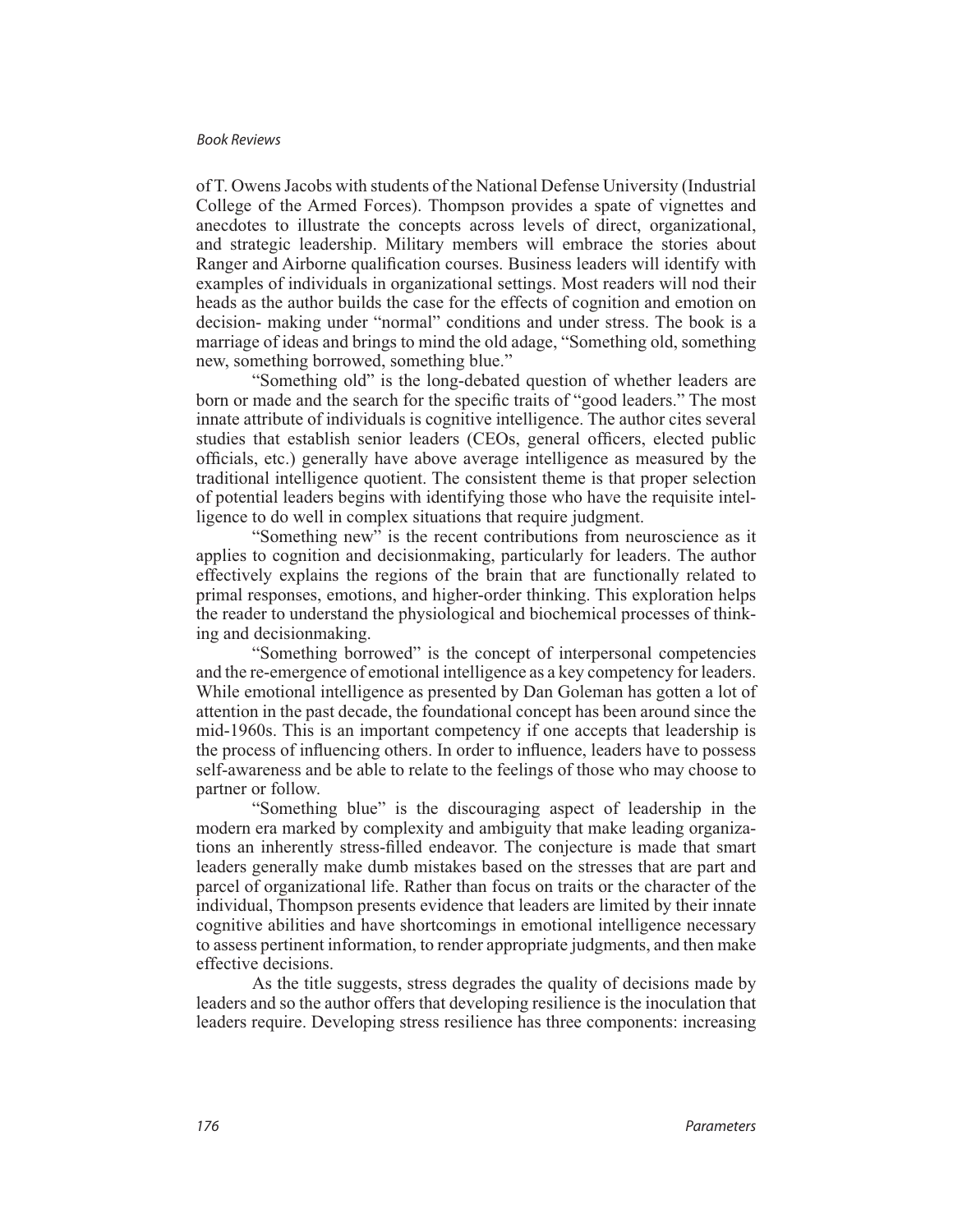of T. Owens Jacobs with students of the National Defense University (Industrial College of the Armed Forces). Thompson provides a spate of vignettes and anecdotes to illustrate the concepts across levels of direct, organizational, and strategic leadership. Military members will embrace the stories about Ranger and Airborne qualification courses. Business leaders will identify with examples of individuals in organizational settings. Most readers will nod their heads as the author builds the case for the effects of cognition and emotion on decision- making under "normal" conditions and under stress. The book is a marriage of ideas and brings to mind the old adage, "Something old, something new, something borrowed, something blue."

"Something old" is the long-debated question of whether leaders are born or made and the search for the specific traits of "good leaders." The most innate attribute of individuals is cognitive intelligence. The author cites several studies that establish senior leaders (CEOs, general officers, elected public officials, etc.) generally have above average intelligence as measured by the traditional intelligence quotient. The consistent theme is that proper selection of potential leaders begins with identifying those who have the requisite intelligence to do well in complex situations that require judgment.

"Something new" is the recent contributions from neuroscience as it applies to cognition and decisionmaking, particularly for leaders. The author effectively explains the regions of the brain that are functionally related to primal responses, emotions, and higher-order thinking. This exploration helps the reader to understand the physiological and biochemical processes of thinking and decisionmaking.

"Something borrowed" is the concept of interpersonal competencies and the re-emergence of emotional intelligence as a key competency for leaders. While emotional intelligence as presented by Dan Goleman has gotten a lot of attention in the past decade, the foundational concept has been around since the mid-1960s. This is an important competency if one accepts that leadership is the process of influencing others. In order to influence, leaders have to possess self-awareness and be able to relate to the feelings of those who may choose to partner or follow.

"Something blue" is the discouraging aspect of leadership in the modern era marked by complexity and ambiguity that make leading organizations an inherently stress-filled endeavor. The conjecture is made that smart leaders generally make dumb mistakes based on the stresses that are part and parcel of organizational life. Rather than focus on traits or the character of the individual, Thompson presents evidence that leaders are limited by their innate cognitive abilities and have shortcomings in emotional intelligence necessary to assess pertinent information, to render appropriate judgments, and then make effective decisions.

As the title suggests, stress degrades the quality of decisions made by leaders and so the author offers that developing resilience is the inoculation that leaders require. Developing stress resilience has three components: increasing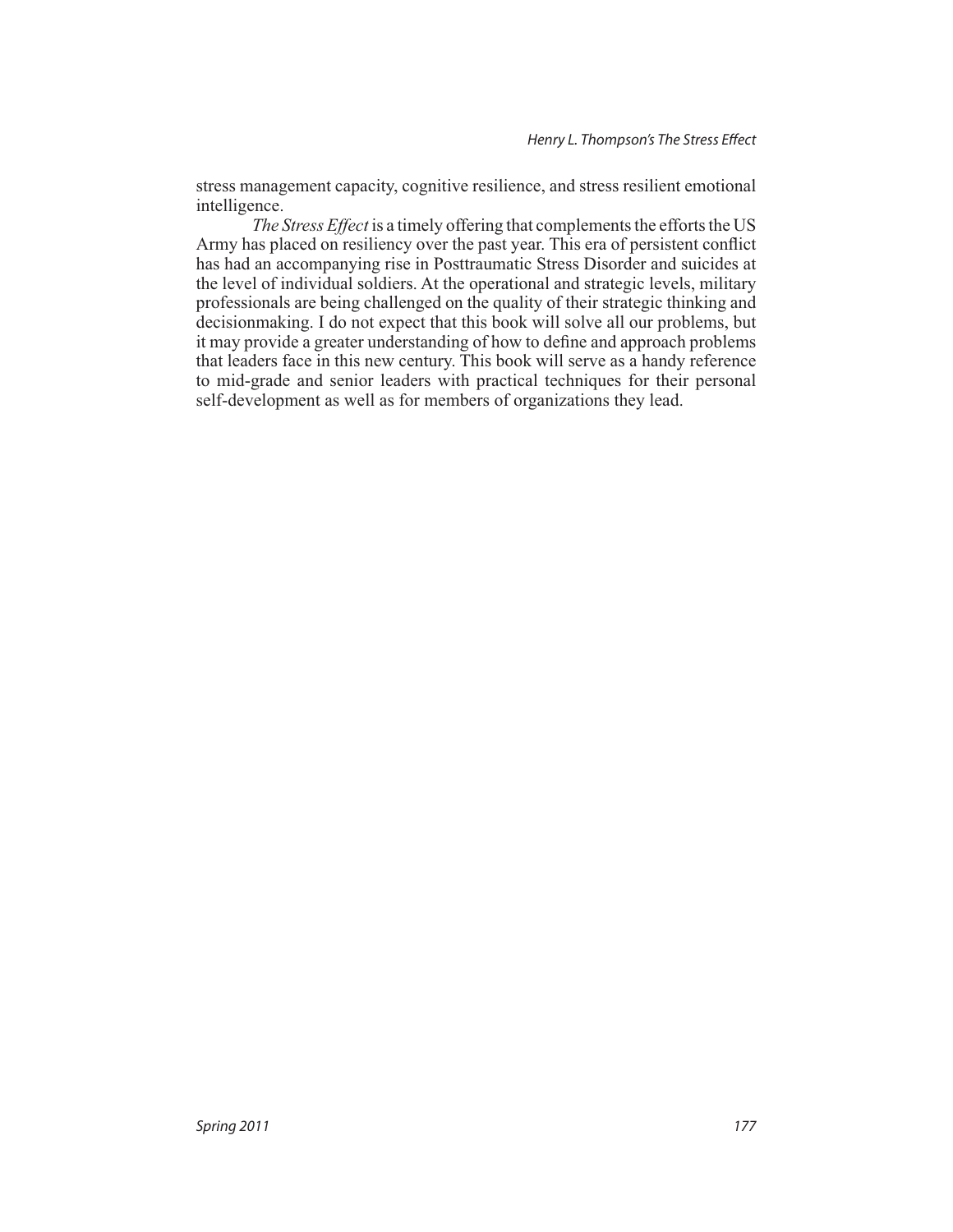stress management capacity, cognitive resilience, and stress resilient emotional intelligence.

*The Stress Effect* is a timely offering that complements the efforts the US Army has placed on resiliency over the past year. This era of persistent conflict has had an accompanying rise in Posttraumatic Stress Disorder and suicides at the level of individual soldiers. At the operational and strategic levels, military professionals are being challenged on the quality of their strategic thinking and decisionmaking. I do not expect that this book will solve all our problems, but it may provide a greater understanding of how to define and approach problems that leaders face in this new century. This book will serve as a handy reference to mid-grade and senior leaders with practical techniques for their personal self-development as well as for members of organizations they lead.